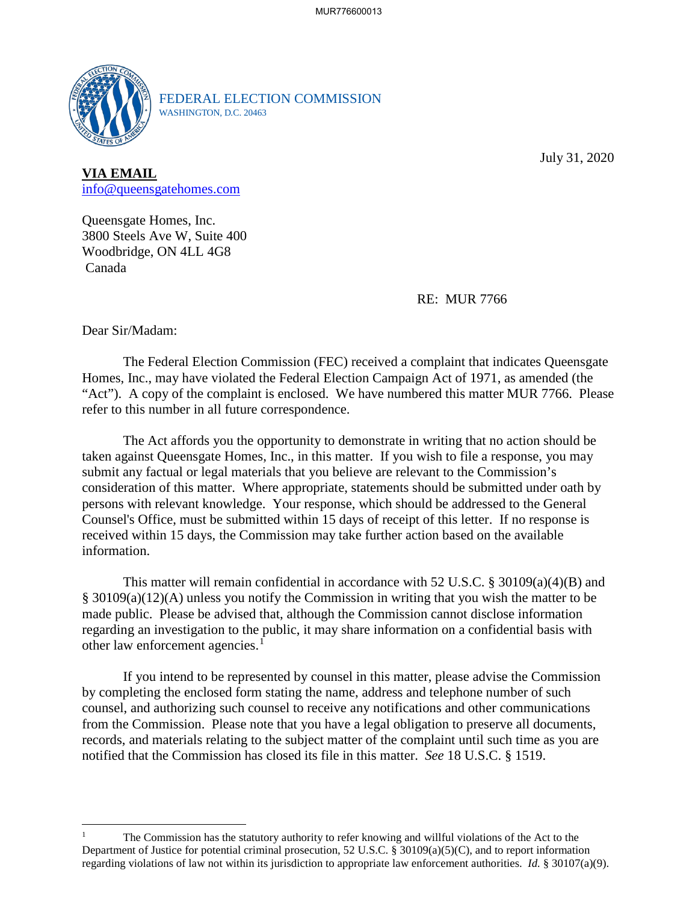FEDERAL ELECTION COMMISSION
WASHINGTON, D.C. 20463

July 31, 2020

**VIA EMAIL**
info@queensgatehomes.com

Queensgate Homes, Inc.
3800 Steels Ave W, Suite 400
Woodbridge, ON 4LL 4G8
Canada

RE: MUR 7766

Dear Sir/Madam:

The Federal Election Commission (FEC) received a complaint that indicates Queensgate Homes, Inc., may have violated the Federal Election Campaign Act of 1971, as amended (the "Act"). A copy of the complaint is enclosed. We have numbered this matter MUR 7766. Please refer to this number in all future correspondence.

The Act affords you the opportunity to demonstrate in writing that no action should be taken against Queensgate Homes, Inc., in this matter. If you wish to file a response, you may submit any factual or legal materials that you believe are relevant to the Commission's consideration of this matter. Where appropriate, statements should be submitted under oath by persons with relevant knowledge. Your response, which should be addressed to the General Counsel's Office, must be submitted within 15 days of receipt of this letter. If no response is received within 15 days, the Commission may take further action based on the available information.

This matter will remain confidential in accordance with 52 U.S.C. § 30109(a)(4)(B) and § 30109(a)(12)(A) unless you notify the Commission in writing that you wish the matter to be made public. Please be advised that, although the Commission cannot disclose information regarding an investigation to the public, it may share information on a confidential basis with other law enforcement agencies.[1]

If you intend to be represented by counsel in this matter, please advise the Commission by completing the enclosed form stating the name, address and telephone number of such counsel, and authorizing such counsel to receive any notifications and other communications from the Commission. Please note that you have a legal obligation to preserve all documents, records, and materials relating to the subject matter of the complaint until such time as you are notified that the Commission has closed its file in this matter. *See* 18 U.S.C. § 1519.

---

[1] The Commission has the statutory authority to refer knowing and willful violations of the Act to the Department of Justice for potential criminal prosecution, 52 U.S.C. § 30109(a)(5)(C), and to report information regarding violations of law not within its jurisdiction to appropriate law enforcement authorities. *Id.* § 30107(a)(9).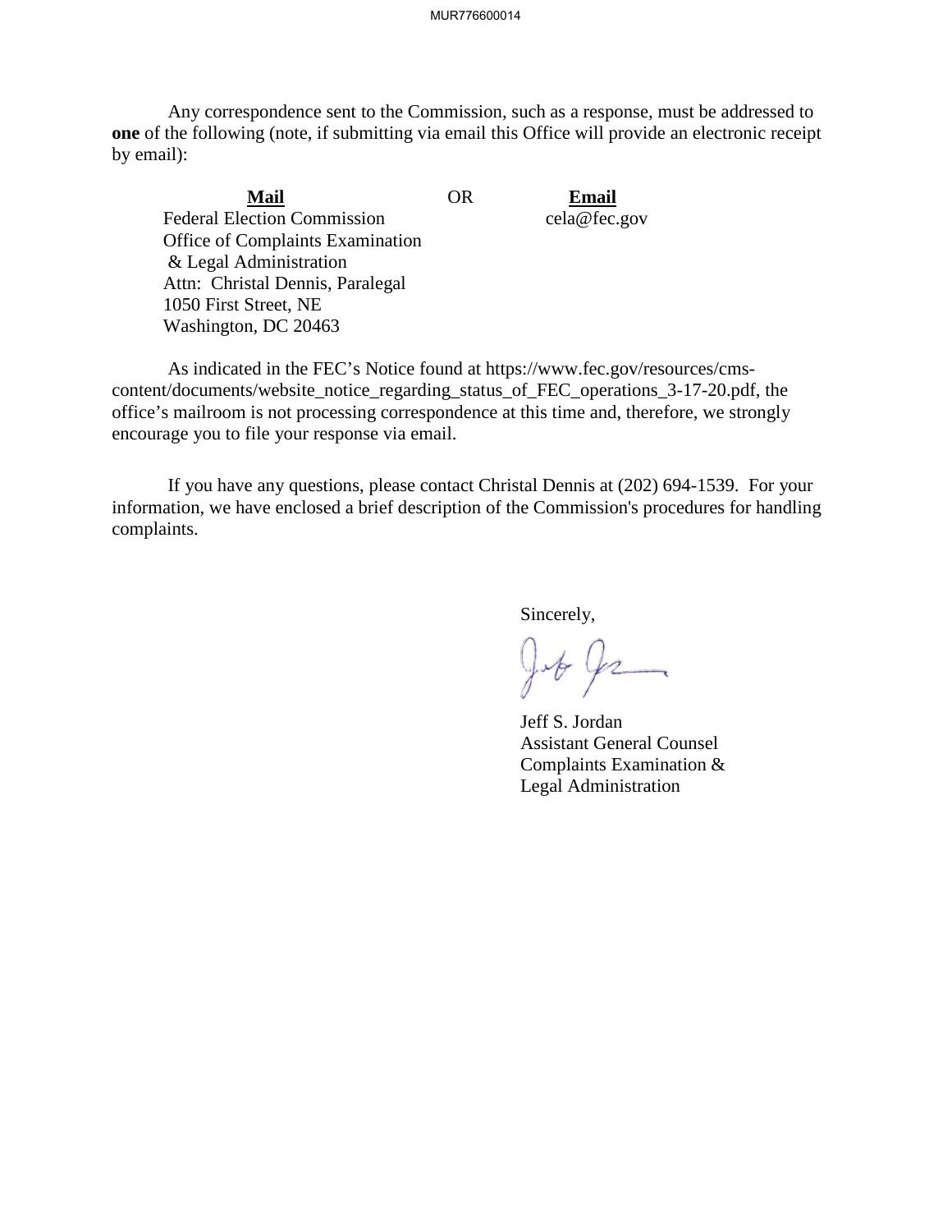Any correspondence sent to the Commission, such as a response, must be addressed to **one** of the following (note, if submitting via email this Office will provide an electronic receipt by email):

| Mail | OR | Email |
|---|---|---|
| Federal Election Commission<br>Office of Complaints Examination<br>& Legal Administration<br>Attn: Christal Dennis, Paralegal<br>1050 First Street, NE<br>Washington, DC 20463 | | cela@fec.gov |

As indicated in the FEC's Notice found at https://www.fec.gov/resources/cms-content/documents/website_notice_regarding_status_of_FEC_operations_3-17-20.pdf, the office's mailroom is not processing correspondence at this time and, therefore, we strongly encourage you to file your response via email.

If you have any questions, please contact Christal Dennis at (202) 694-1539. For your information, we have enclosed a brief description of the Commission's procedures for handling complaints.

Sincerely,

Jeff S. Jordan
Assistant General Counsel
Complaints Examination &
Legal Administration